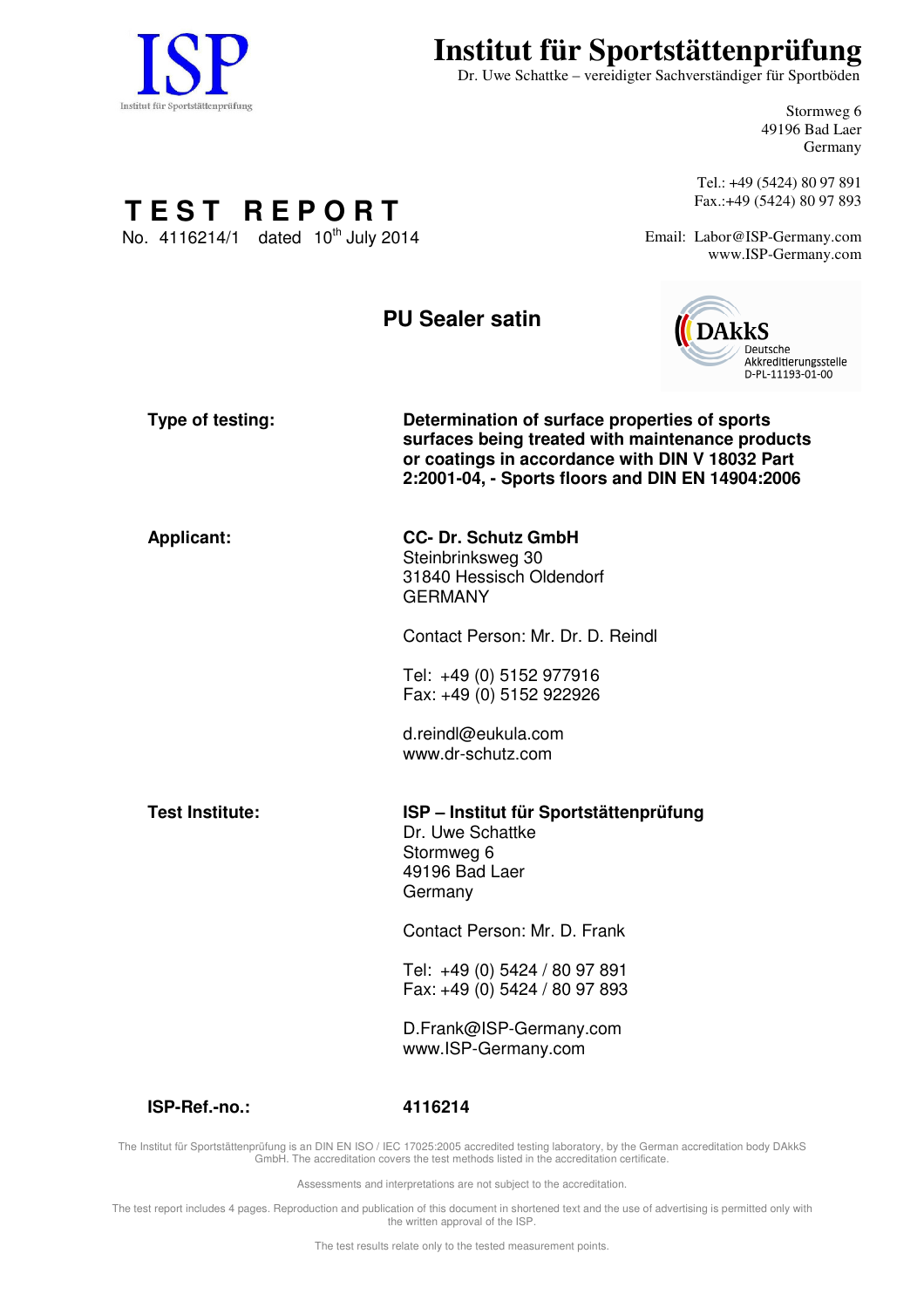ISP
Institut für Sportstättenprüfung

# Institut für Sportstättenprüfung

Dr. Uwe Schattke – vereidigter Sachverständiger für Sportböden

Stormweg 6
49196 Bad Laer
Germany

Tel.: +49 (5424) 80 97 891
Fax.:+49 (5424) 80 97 893

Email: Labor@ISP-Germany.com
www.ISP-Germany.com

# TEST REPORT

No. 4116214/1 dated 10th July 2014

## PU Sealer satin

DAkkS
Deutsche Akkreditierungsstelle
D-PL-11193-01-00

| | |
|---|---|
| **Type of testing:** | **Determination of surface properties of sports surfaces being treated with maintenance products or coatings in accordance with DIN V 18032 Part 2:2001-04, - Sports floors and DIN EN 14904:2006** |
| **Applicant:** | **CC- Dr. Schutz GmbH**<br>Steinbrinksweg 30<br>31840 Hessisch Oldendorf<br>GERMANY<br><br>Contact Person: Mr. Dr. D. Reindl<br><br>Tel: +49 (0) 5152 977916<br>Fax: +49 (0) 5152 922926<br><br>d.reindl@eukula.com<br>www.dr-schutz.com |
| **Test Institute:** | **ISP – Institut für Sportstättenprüfung**<br>Dr. Uwe Schattke<br>Stormweg 6<br>49196 Bad Laer<br>Germany<br><br>Contact Person: Mr. D. Frank<br><br>Tel: +49 (0) 5424 / 80 97 891<br>Fax: +49 (0) 5424 / 80 97 893<br><br>D.Frank@ISP-Germany.com<br>www.ISP-Germany.com |
| **ISP-Ref.-no.:** | **4116214** |

The Institut für Sportstättenprüfung is an DIN EN ISO / IEC 17025:2005 accredited testing laboratory, by the German accreditation body DAkkS GmbH. The accreditation covers the test methods listed in the accreditation certificate.

Assessments and interpretations are not subject to the accreditation.

The test report includes 4 pages. Reproduction and publication of this document in shortened text and the use of advertising is permitted only with the written approval of the ISP.

The test results relate only to the tested measurement points.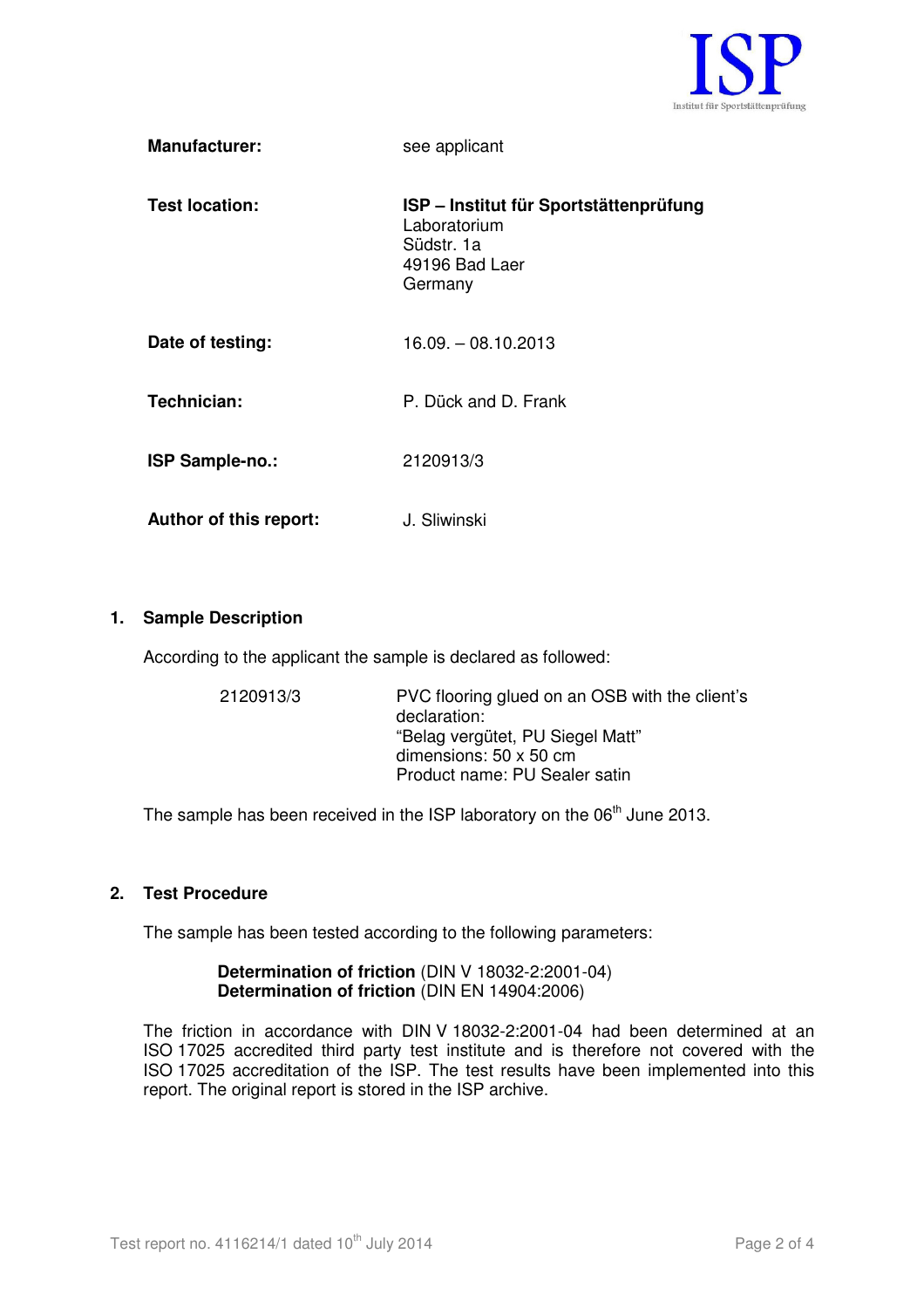| | |
|---|---|
| **Manufacturer:** | see applicant |
| **Test location:** | **ISP – Institut für Sportstättenprüfung**<br>Laboratorium<br>Südstr. 1a<br>49196 Bad Laer<br>Germany |
| **Date of testing:** | 16.09. – 08.10.2013 |
| **Technician:** | P. Dück and D. Frank |
| **ISP Sample-no.:** | 2120913/3 |
| **Author of this report:** | J. Sliwinski |

## 1. Sample Description

According to the applicant the sample is declared as followed:

| | |
|---|---|
| 2120913/3 | PVC flooring glued on an OSB with the client's declaration:<br>"Belag vergütet, PU Siegel Matt"<br>dimensions: 50 x 50 cm<br>Product name: PU Sealer satin |

The sample has been received in the ISP laboratory on the 06th June 2013.

## 2. Test Procedure

The sample has been tested according to the following parameters:

**Determination of friction** (DIN V 18032-2:2001-04)
**Determination of friction** (DIN EN 14904:2006)

The friction in accordance with DIN V 18032-2:2001-04 had been determined at an ISO 17025 accredited third party test institute and is therefore not covered with the ISO 17025 accreditation of the ISP. The test results have been implemented into this report. The original report is stored in the ISP archive.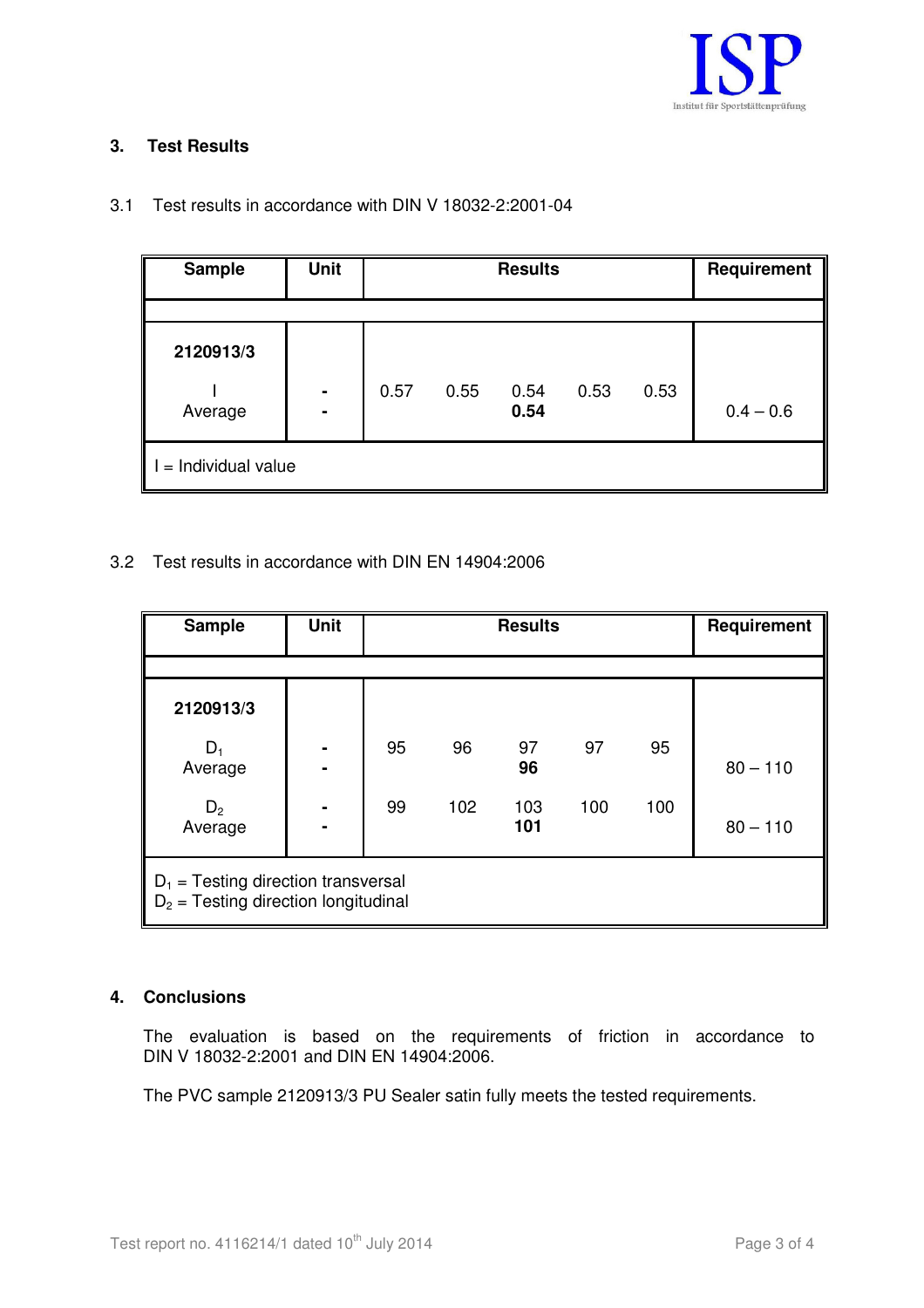## 3. Test Results

3.1 Test results in accordance with DIN V 18032-2:2001-04

| Sample | Unit | Results | | | | | Requirement |
|---|---|---|---|---|---|---|---|
| **2120913/3** | | | | | | | |
| I | - | 0.57 | 0.55 | 0.54 | 0.53 | 0.53 | |
| Average | - | | | **0.54** | | | 0.4 – 0.6 |
| I = Individual value | | | | | | | |

3.2 Test results in accordance with DIN EN 14904:2006

| Sample | Unit | Results | | | | | Requirement |
|---|---|---|---|---|---|---|---|
| **2120913/3** | | | | | | | |
| $D_1$ | - | 95 | 96 | 97 | 97 | 95 | |
| Average | - | | | **96** | | | 80 – 110 |
| $D_2$ | - | 99 | 102 | 103 | 100 | 100 | |
| Average | - | | | **101** | | | 80 – 110 |
| $D_1$ = Testing direction transversal<br>$D_2$ = Testing direction longitudinal | | | | | | | |

## 4. Conclusions

The evaluation is based on the requirements of friction in accordance to DIN V 18032-2:2001 and DIN EN 14904:2006.

The PVC sample 2120913/3 PU Sealer satin fully meets the tested requirements.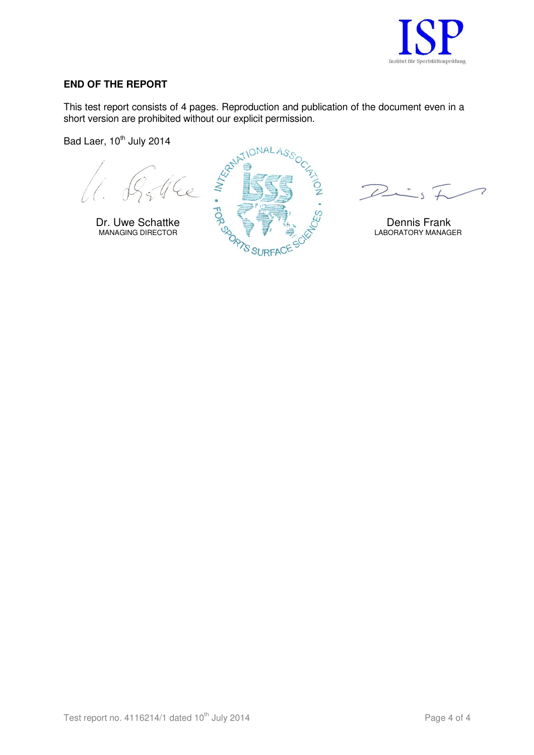**END OF THE REPORT**

This test report consists of 4 pages. Reproduction and publication of the document even in a short version are prohibited without our explicit permission.

Bad Laer, 10th July 2014

Dr. Uwe Schattke
MANAGING DIRECTOR

Dennis Frank
LABORATORY MANAGER